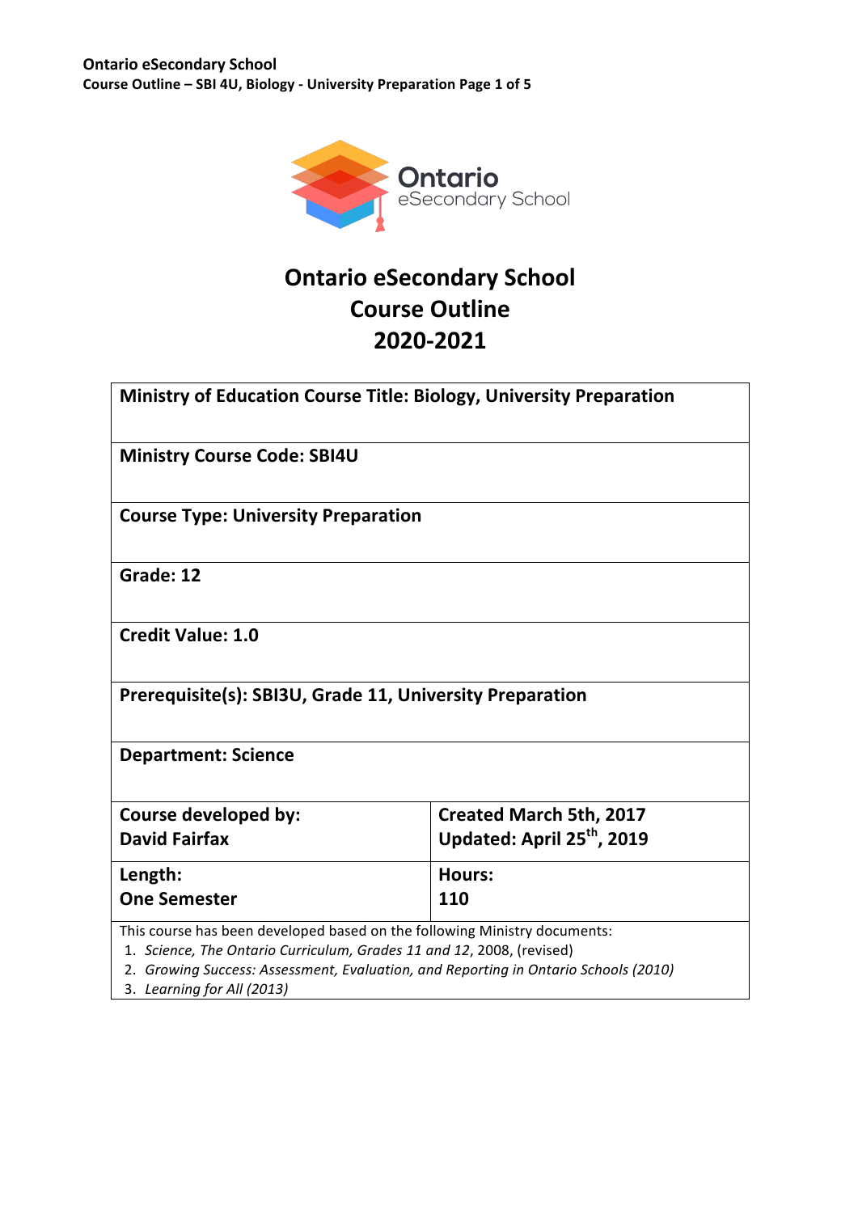# Ontario eSecondary School
# Course Outline
# 2020-2021

| **Ministry of Education Course Title: Biology, University Preparation** | |
|---|---|
| **Ministry Course Code: SBI4U** | |
| **Course Type: University Preparation** | |
| **Grade: 12** | |
| **Credit Value: 1.0** | |
| **Prerequisite(s): SBI3U, Grade 11, University Preparation** | |
| **Department: Science** | |
| **Course developed by:** **David Fairfax** | **Created March 5th, 2017** **Updated: April 25th, 2019** |
| **Length:** **One Semester** | **Hours:** **110** |

This course has been developed based on the following Ministry documents:

1. *Science, The Ontario Curriculum, Grades 11 and 12*, 2008, (revised)
2. *Growing Success: Assessment, Evaluation, and Reporting in Ontario Schools (2010)*
3. *Learning for All (2013)*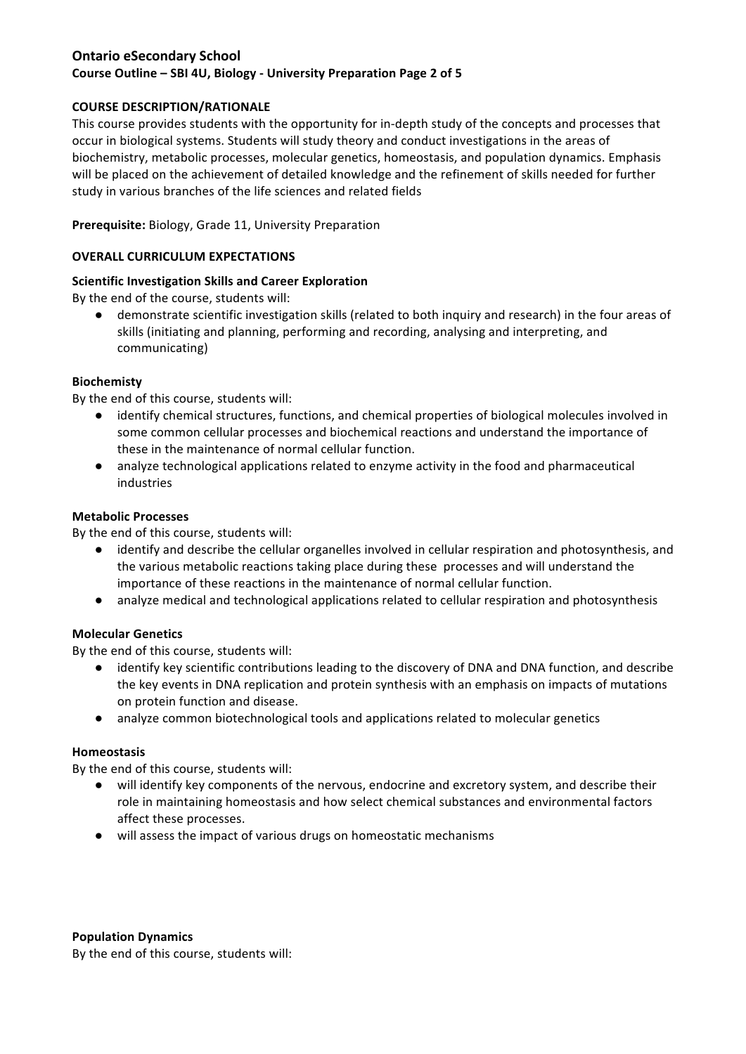**COURSE DESCRIPTION/RATIONALE**

This course provides students with the opportunity for in-depth study of the concepts and processes that occur in biological systems. Students will study theory and conduct investigations in the areas of biochemistry, metabolic processes, molecular genetics, homeostasis, and population dynamics. Emphasis will be placed on the achievement of detailed knowledge and the refinement of skills needed for further study in various branches of the life sciences and related fields

**Prerequisite:** Biology, Grade 11, University Preparation

**OVERALL CURRICULUM EXPECTATIONS**

**Scientific Investigation Skills and Career Exploration**

By the end of the course, students will:

- demonstrate scientific investigation skills (related to both inquiry and research) in the four areas of skills (initiating and planning, performing and recording, analysing and interpreting, and communicating)

**Biochemisty**

By the end of this course, students will:

- identify chemical structures, functions, and chemical properties of biological molecules involved in some common cellular processes and biochemical reactions and understand the importance of these in the maintenance of normal cellular function.
- analyze technological applications related to enzyme activity in the food and pharmaceutical industries

**Metabolic Processes**

By the end of this course, students will:

- identify and describe the cellular organelles involved in cellular respiration and photosynthesis, and the various metabolic reactions taking place during these processes and will understand the importance of these reactions in the maintenance of normal cellular function.
- analyze medical and technological applications related to cellular respiration and photosynthesis

**Molecular Genetics**

By the end of this course, students will:

- identify key scientific contributions leading to the discovery of DNA and DNA function, and describe the key events in DNA replication and protein synthesis with an emphasis on impacts of mutations on protein function and disease.
- analyze common biotechnological tools and applications related to molecular genetics

**Homeostasis**

By the end of this course, students will:

- will identify key components of the nervous, endocrine and excretory system, and describe their role in maintaining homeostasis and how select chemical substances and environmental factors affect these processes.
- will assess the impact of various drugs on homeostatic mechanisms

**Population Dynamics**

By the end of this course, students will: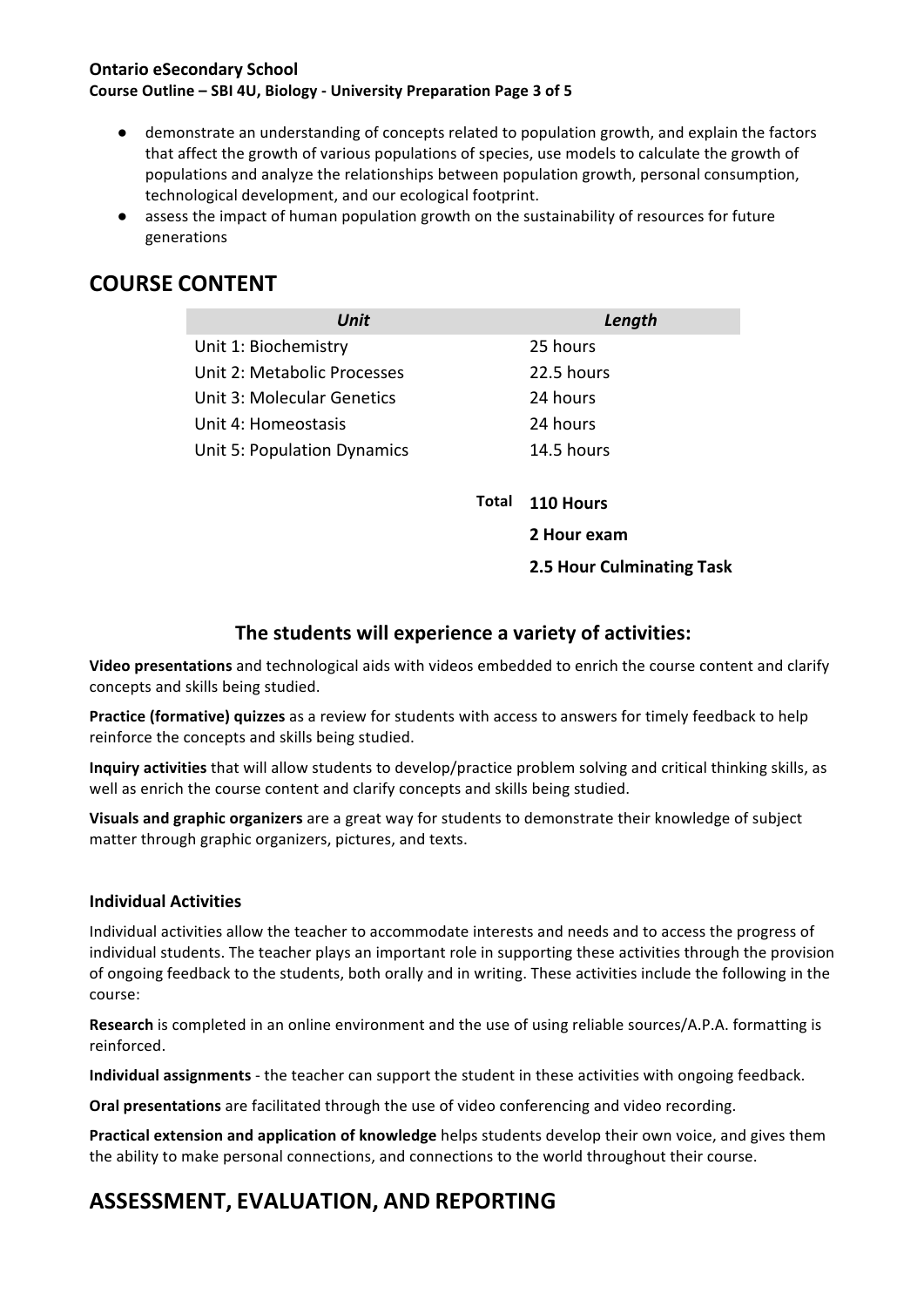- demonstrate an understanding of concepts related to population growth, and explain the factors that affect the growth of various populations of species, use models to calculate the growth of populations and analyze the relationships between population growth, personal consumption, technological development, and our ecological footprint.
- assess the impact of human population growth on the sustainability of resources for future generations

## COURSE CONTENT

| *Unit* | *Length* |
|---|---|
| Unit 1: Biochemistry | 25 hours |
| Unit 2: Metabolic Processes | 22.5 hours |
| Unit 3: Molecular Genetics | 24 hours |
| Unit 4: Homeostasis | 24 hours |
| Unit 5: Population Dynamics | 14.5 hours |
| **Total** | **110 Hours** |
| | **2 Hour exam** |
| | **2.5 Hour Culminating Task** |

### The students will experience a variety of activities:

**Video presentations** and technological aids with videos embedded to enrich the course content and clarify concepts and skills being studied.

**Practice (formative) quizzes** as a review for students with access to answers for timely feedback to help reinforce the concepts and skills being studied.

**Inquiry activities** that will allow students to develop/practice problem solving and critical thinking skills, as well as enrich the course content and clarify concepts and skills being studied.

**Visuals and graphic organizers** are a great way for students to demonstrate their knowledge of subject matter through graphic organizers, pictures, and texts.

#### Individual Activities

Individual activities allow the teacher to accommodate interests and needs and to access the progress of individual students. The teacher plays an important role in supporting these activities through the provision of ongoing feedback to the students, both orally and in writing. These activities include the following in the course:

**Research** is completed in an online environment and the use of using reliable sources/A.P.A. formatting is reinforced.

**Individual assignments** - the teacher can support the student in these activities with ongoing feedback.

**Oral presentations** are facilitated through the use of video conferencing and video recording.

**Practical extension and application of knowledge** helps students develop their own voice, and gives them the ability to make personal connections, and connections to the world throughout their course.

## ASSESSMENT, EVALUATION, AND REPORTING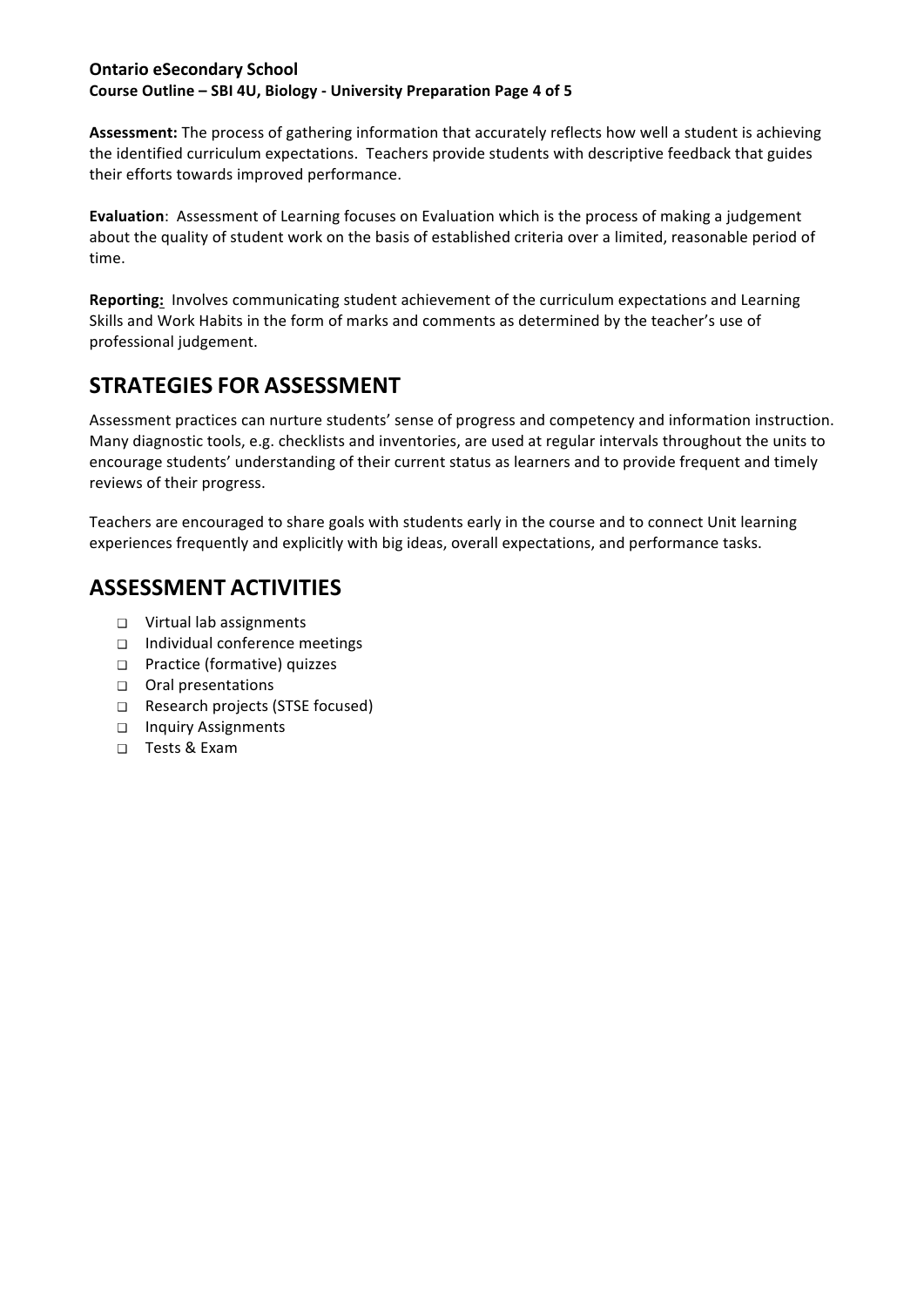**Assessment:** The process of gathering information that accurately reflects how well a student is achieving the identified curriculum expectations. Teachers provide students with descriptive feedback that guides their efforts towards improved performance.

**Evaluation**: Assessment of Learning focuses on Evaluation which is the process of making a judgement about the quality of student work on the basis of established criteria over a limited, reasonable period of time.

**Reporting:** Involves communicating student achievement of the curriculum expectations and Learning Skills and Work Habits in the form of marks and comments as determined by the teacher's use of professional judgement.

## STRATEGIES FOR ASSESSMENT

Assessment practices can nurture students' sense of progress and competency and information instruction. Many diagnostic tools, e.g. checklists and inventories, are used at regular intervals throughout the units to encourage students' understanding of their current status as learners and to provide frequent and timely reviews of their progress.

Teachers are encouraged to share goals with students early in the course and to connect Unit learning experiences frequently and explicitly with big ideas, overall expectations, and performance tasks.

## ASSESSMENT ACTIVITIES

- Virtual lab assignments
- Individual conference meetings
- Practice (formative) quizzes
- Oral presentations
- Research projects (STSE focused)
- Inquiry Assignments
- Tests & Exam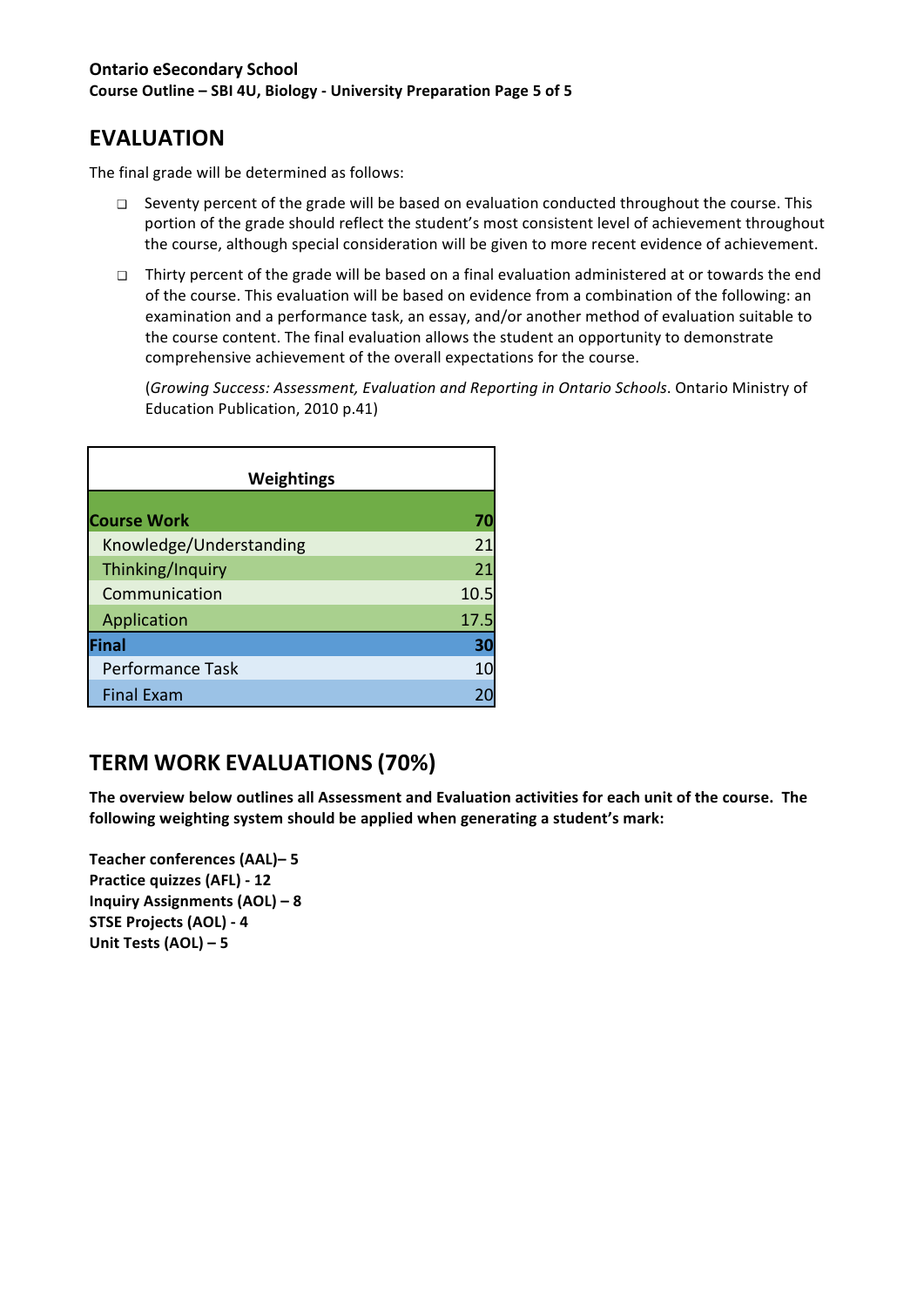## EVALUATION

The final grade will be determined as follows:

- Seventy percent of the grade will be based on evaluation conducted throughout the course. This portion of the grade should reflect the student's most consistent level of achievement throughout the course, although special consideration will be given to more recent evidence of achievement.
- Thirty percent of the grade will be based on a final evaluation administered at or towards the end of the course. This evaluation will be based on evidence from a combination of the following: an examination and a performance task, an essay, and/or another method of evaluation suitable to the course content. The final evaluation allows the student an opportunity to demonstrate comprehensive achievement of the overall expectations for the course.

  (*Growing Success: Assessment, Evaluation and Reporting in Ontario Schools*. Ontario Ministry of Education Publication, 2010 p.41)

| Weightings | |
|---|---|
| **Course Work** | **70** |
| Knowledge/Understanding | 21 |
| Thinking/Inquiry | 21 |
| Communication | 10.5 |
| Application | 17.5 |
| **Final** | **30** |
| Performance Task | 10 |
| Final Exam | 20 |

## TERM WORK EVALUATIONS (70%)

**The overview below outlines all Assessment and Evaluation activities for each unit of the course. The following weighting system should be applied when generating a student's mark:**

**Teacher conferences (AAL)– 5**
**Practice quizzes (AFL) - 12**
**Inquiry Assignments (AOL) – 8**
**STSE Projects (AOL) - 4**
**Unit Tests (AOL) – 5**